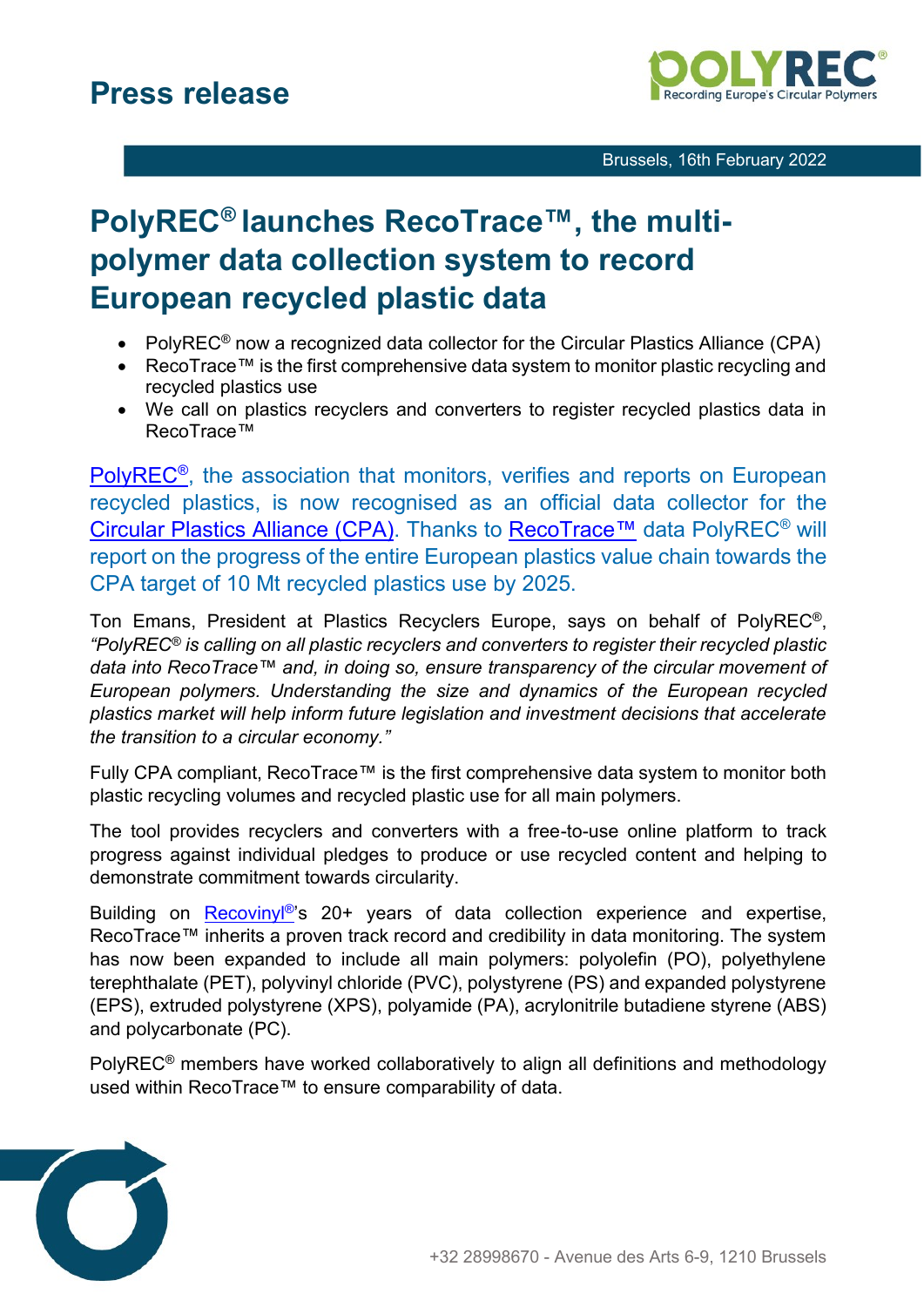# Press release

Brussels, 16th February 2022

## PolyREC® launches RecoTrace™, the multi-polymer data collection system to record European recycled plastic data

- PolyREC® now a recognized data collector for the Circular Plastics Alliance (CPA)
- RecoTrace™ is the first comprehensive data system to monitor plastic recycling and recycled plastics use
- We call on plastics recyclers and converters to register recycled plastics data in RecoTrace™

PolyREC®, the association that monitors, verifies and reports on European recycled plastics, is now recognised as an official data collector for the Circular Plastics Alliance (CPA). Thanks to RecoTrace™ data PolyREC® will report on the progress of the entire European plastics value chain towards the CPA target of 10 Mt recycled plastics use by 2025.

Ton Emans, President at Plastics Recyclers Europe, says on behalf of PolyREC®, *"PolyREC® is calling on all plastic recyclers and converters to register their recycled plastic data into RecoTrace™ and, in doing so, ensure transparency of the circular movement of European polymers. Understanding the size and dynamics of the European recycled plastics market will help inform future legislation and investment decisions that accelerate the transition to a circular economy."*

Fully CPA compliant, RecoTrace™ is the first comprehensive data system to monitor both plastic recycling volumes and recycled plastic use for all main polymers.

The tool provides recyclers and converters with a free-to-use online platform to track progress against individual pledges to produce or use recycled content and helping to demonstrate commitment towards circularity.

Building on Recovinyl®'s 20+ years of data collection experience and expertise, RecoTrace™ inherits a proven track record and credibility in data monitoring. The system has now been expanded to include all main polymers: polyolefin (PO), polyethylene terephthalate (PET), polyvinyl chloride (PVC), polystyrene (PS) and expanded polystyrene (EPS), extruded polystyrene (XPS), polyamide (PA), acrylonitrile butadiene styrene (ABS) and polycarbonate (PC).

PolyREC® members have worked collaboratively to align all definitions and methodology used within RecoTrace™ to ensure comparability of data.

+32 28998670 - Avenue des Arts 6-9, 1210 Brussels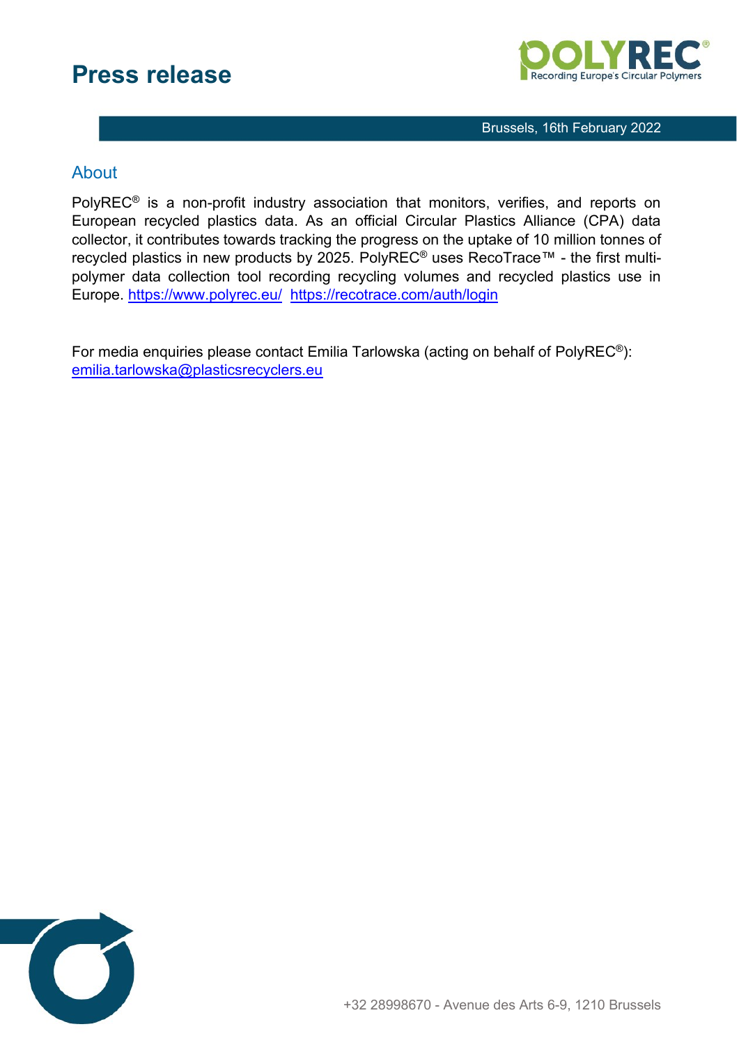# Press release

Brussels, 16th February 2022

## About

PolyREC® is a non-profit industry association that monitors, verifies, and reports on European recycled plastics data. As an official Circular Plastics Alliance (CPA) data collector, it contributes towards tracking the progress on the uptake of 10 million tonnes of recycled plastics in new products by 2025. PolyREC® uses RecoTrace™ - the first multi-polymer data collection tool recording recycling volumes and recycled plastics use in Europe. https://www.polyrec.eu/ https://recotrace.com/auth/login

For media enquiries please contact Emilia Tarlowska (acting on behalf of PolyREC®): emilia.tarlowska@plasticsrecyclers.eu

+32 28998670 - Avenue des Arts 6-9, 1210 Brussels